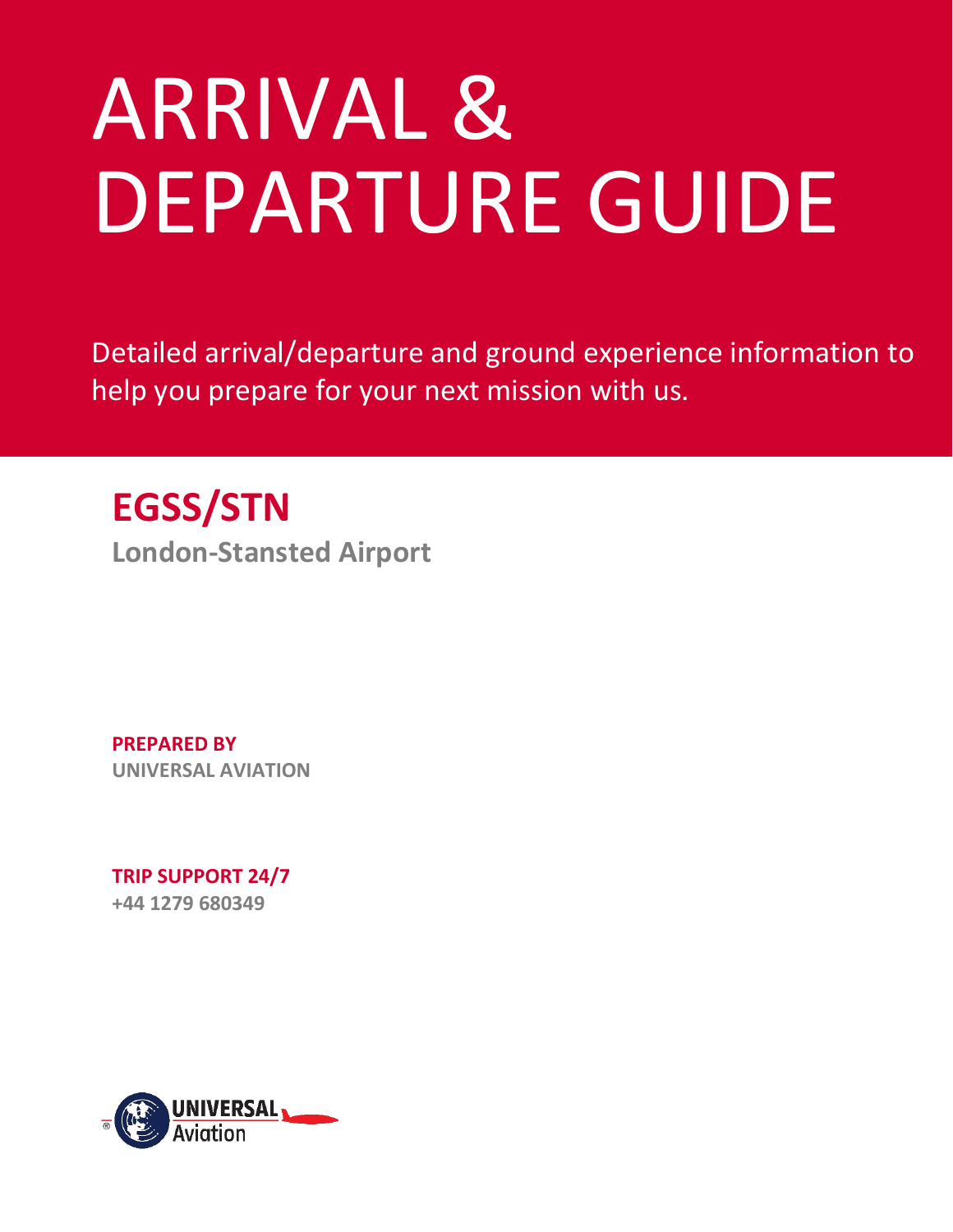# ARRIVAL & DEPARTURE GUIDE

Detailed arrival/departure and ground experience information to help you prepare for your next mission with us.

## EGSS/STN

**London-Stansted Airport**

**PREPARED BY**
**UNIVERSAL AVIATION**

**TRIP SUPPORT 24/7**
**+44 1279 680349**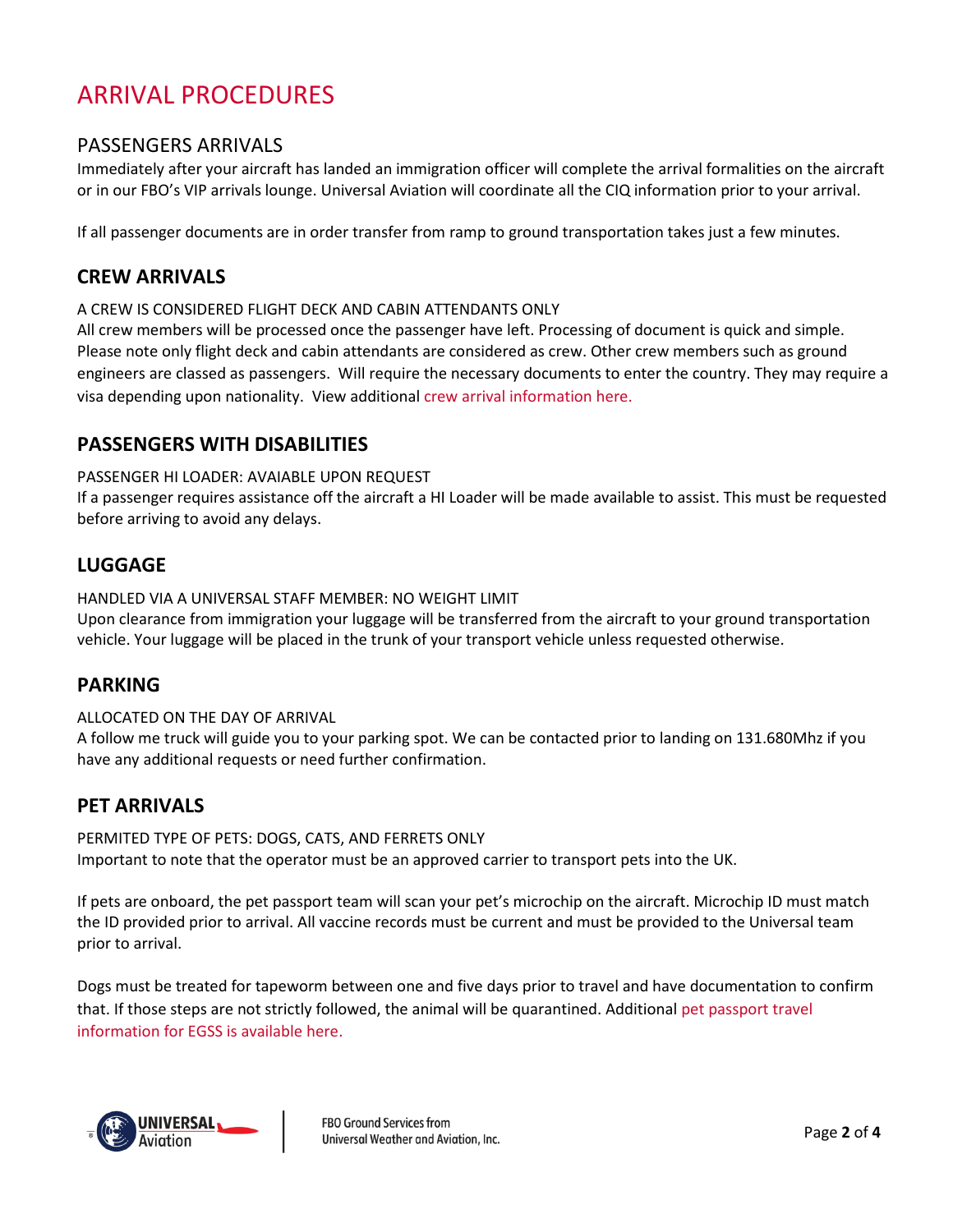# ARRIVAL PROCEDURES

## PASSENGERS ARRIVALS

Immediately after your aircraft has landed an immigration officer will complete the arrival formalities on the aircraft or in our FBO's VIP arrivals lounge. Universal Aviation will coordinate all the CIQ information prior to your arrival.

If all passenger documents are in order transfer from ramp to ground transportation takes just a few minutes.

## CREW ARRIVALS

A CREW IS CONSIDERED FLIGHT DECK AND CABIN ATTENDANTS ONLY

All crew members will be processed once the passenger have left. Processing of document is quick and simple. Please note only flight deck and cabin attendants are considered as crew. Other crew members such as ground engineers are classed as passengers. Will require the necessary documents to enter the country. They may require a visa depending upon nationality. View additional crew arrival information here.

## PASSENGERS WITH DISABILITIES

PASSENGER HI LOADER: AVAIABLE UPON REQUEST

If a passenger requires assistance off the aircraft a HI Loader will be made available to assist. This must be requested before arriving to avoid any delays.

## LUGGAGE

HANDLED VIA A UNIVERSAL STAFF MEMBER: NO WEIGHT LIMIT

Upon clearance from immigration your luggage will be transferred from the aircraft to your ground transportation vehicle. Your luggage will be placed in the trunk of your transport vehicle unless requested otherwise.

## PARKING

ALLOCATED ON THE DAY OF ARRIVAL

A follow me truck will guide you to your parking spot. We can be contacted prior to landing on 131.680Mhz if you have any additional requests or need further confirmation.

## PET ARRIVALS

PERMITED TYPE OF PETS: DOGS, CATS, AND FERRETS ONLY

Important to note that the operator must be an approved carrier to transport pets into the UK.

If pets are onboard, the pet passport team will scan your pet's microchip on the aircraft. Microchip ID must match the ID provided prior to arrival. All vaccine records must be current and must be provided to the Universal team prior to arrival.

Dogs must be treated for tapeworm between one and five days prior to travel and have documentation to confirm that. If those steps are not strictly followed, the animal will be quarantined. Additional pet passport travel information for EGSS is available here.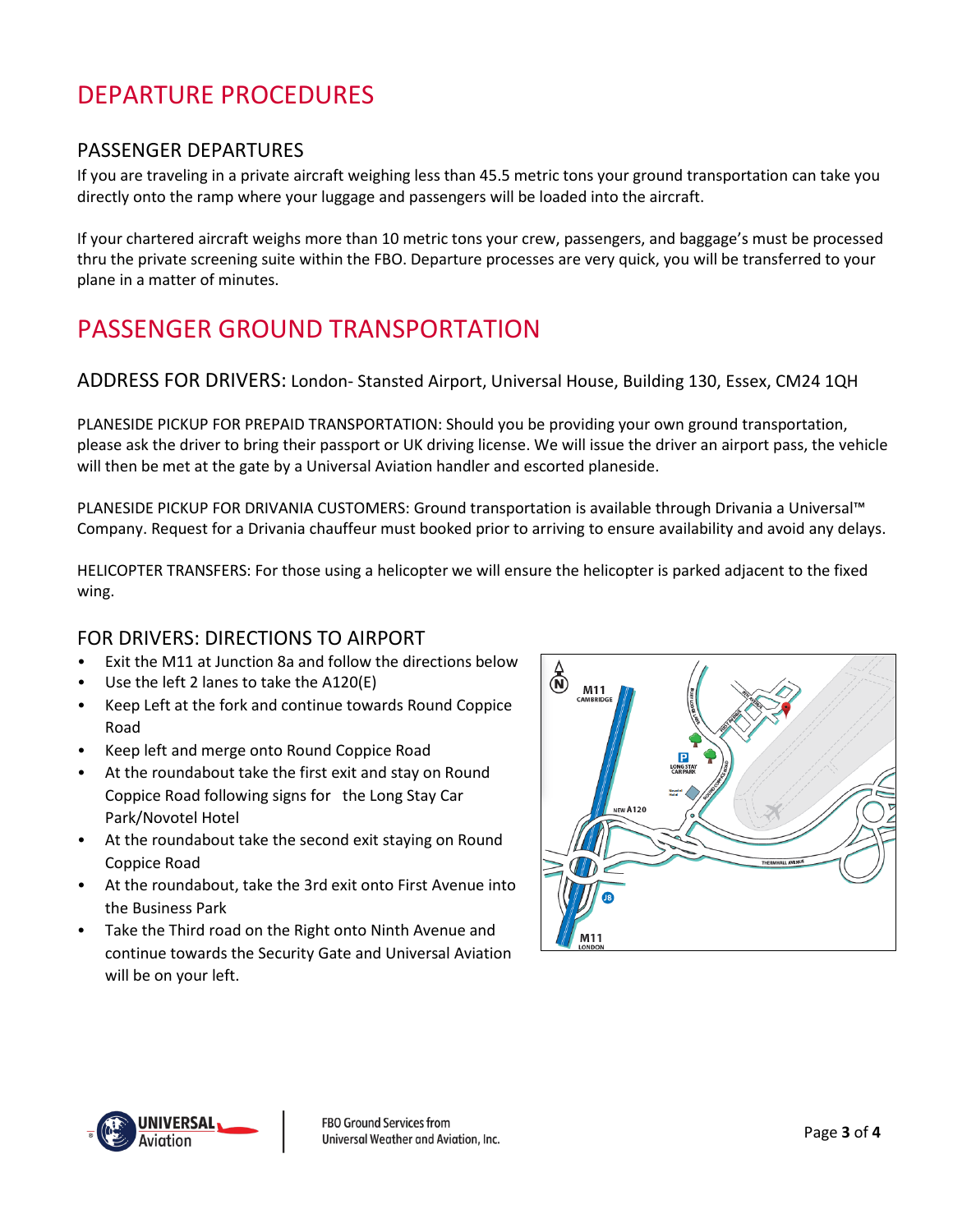# DEPARTURE PROCEDURES

## PASSENGER DEPARTURES

If you are traveling in a private aircraft weighing less than 45.5 metric tons your ground transportation can take you directly onto the ramp where your luggage and passengers will be loaded into the aircraft.

If your chartered aircraft weighs more than 10 metric tons your crew, passengers, and baggage's must be processed thru the private screening suite within the FBO. Departure processes are very quick, you will be transferred to your plane in a matter of minutes.

# PASSENGER GROUND TRANSPORTATION

## ADDRESS FOR DRIVERS: London- Stansted Airport, Universal House, Building 130, Essex, CM24 1QH

PLANESIDE PICKUP FOR PREPAID TRANSPORTATION: Should you be providing your own ground transportation, please ask the driver to bring their passport or UK driving license. We will issue the driver an airport pass, the vehicle will then be met at the gate by a Universal Aviation handler and escorted planeside.

PLANESIDE PICKUP FOR DRIVANIA CUSTOMERS: Ground transportation is available through Drivania a Universal™ Company. Request for a Drivania chauffeur must booked prior to arriving to ensure availability and avoid any delays.

HELICOPTER TRANSFERS: For those using a helicopter we will ensure the helicopter is parked adjacent to the fixed wing.

## FOR DRIVERS: DIRECTIONS TO AIRPORT

- Exit the M11 at Junction 8a and follow the directions below
- Use the left 2 lanes to take the A120(E)
- Keep Left at the fork and continue towards Round Coppice Road
- Keep left and merge onto Round Coppice Road
- At the roundabout take the first exit and stay on Round Coppice Road following signs for the Long Stay Car Park/Novotel Hotel
- At the roundabout take the second exit staying on Round Coppice Road
- At the roundabout, take the 3rd exit onto First Avenue into the Business Park
- Take the Third road on the Right onto Ninth Avenue and continue towards the Security Gate and Universal Aviation will be on your left.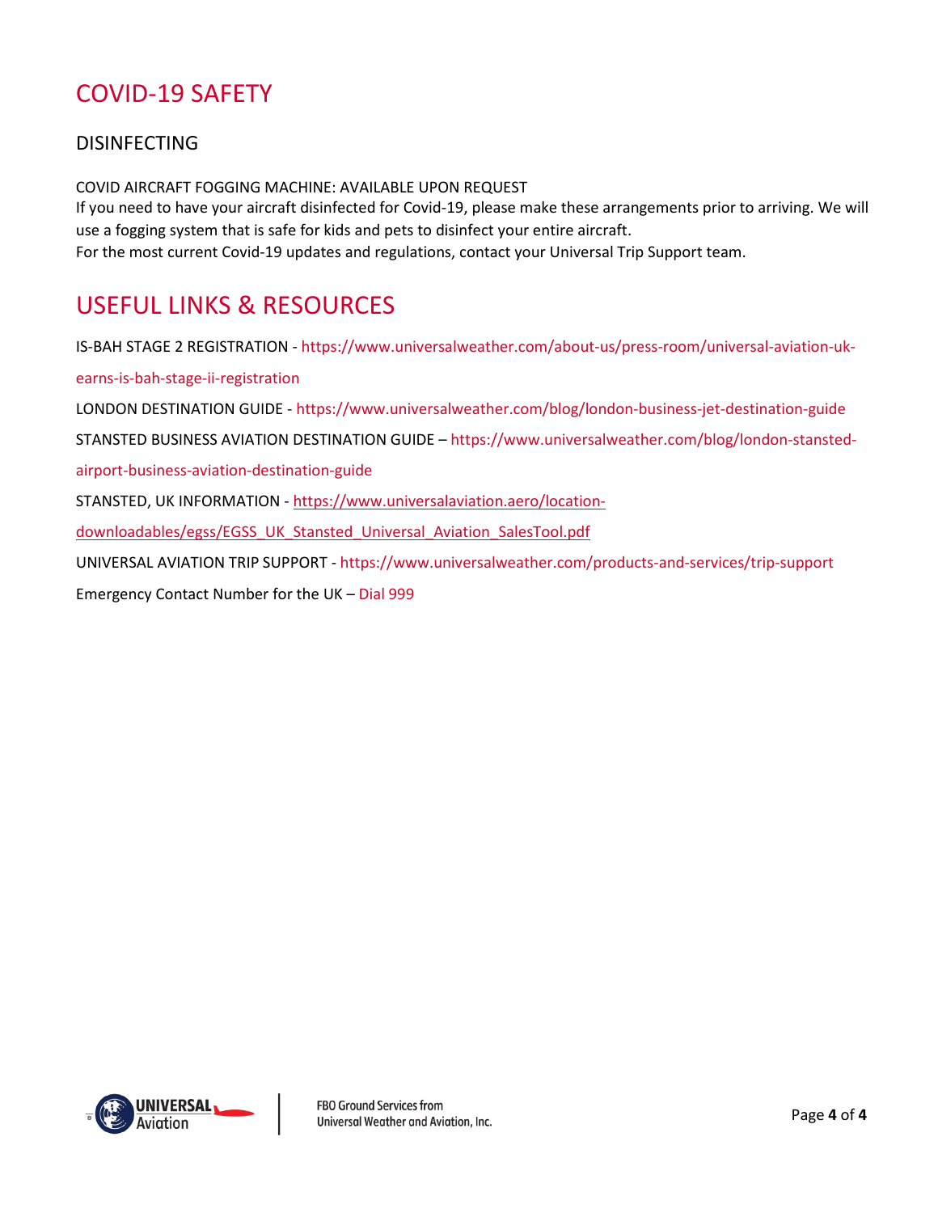# COVID-19 SAFETY

## DISINFECTING

COVID AIRCRAFT FOGGING MACHINE: AVAILABLE UPON REQUEST
If you need to have your aircraft disinfected for Covid-19, please make these arrangements prior to arriving. We will use a fogging system that is safe for kids and pets to disinfect your entire aircraft.
For the most current Covid-19 updates and regulations, contact your Universal Trip Support team.

# USEFUL LINKS & RESOURCES

IS-BAH STAGE 2 REGISTRATION - https://www.universalweather.com/about-us/press-room/universal-aviation-uk-earns-is-bah-stage-ii-registration

LONDON DESTINATION GUIDE - https://www.universalweather.com/blog/london-business-jet-destination-guide

STANSTED BUSINESS AVIATION DESTINATION GUIDE – https://www.universalweather.com/blog/london-stansted-airport-business-aviation-destination-guide

STANSTED, UK INFORMATION - https://www.universalaviation.aero/location-downloadables/egss/EGSS_UK_Stansted_Universal_Aviation_SalesTool.pdf

UNIVERSAL AVIATION TRIP SUPPORT - https://www.universalweather.com/products-and-services/trip-support

Emergency Contact Number for the UK – Dial 999